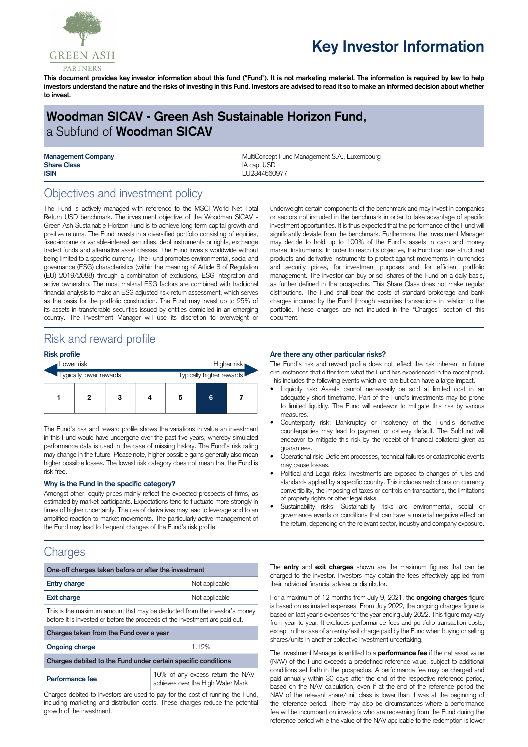GREEN ASH PARTNERS

# Key Investor Information

**This document provides key investor information about this fund ("Fund"). It is not marketing material. The information is required by law to help investors understand the nature and the risks of investing in this Fund. Investors are advised to read it so to make an informed decision about whether to invest.**

# Woodman SICAV - Green Ash Sustainable Horizon Fund, a Subfund of Woodman SICAV

| | |
|---|---|
| **Management Company** | MultiConcept Fund Management S.A., Luxembourg |
| **Share Class** | IA cap. USD |
| **ISIN** | LU2344660977 |

## Objectives and investment policy

The Fund is actively managed with reference to the MSCI World Net Total Return USD benchmark. The investment objective of the Woodman SICAV - Green Ash Sustainable Horizon Fund is to achieve long term capital growth and positive returns. The Fund invests in a diversified portfolio consisting of equities, fixed-income or variable-interest securities, debt instruments or rights, exchange traded funds and alternative asset classes. The Fund invests worldwide without being limited to a specific currency. The Fund promotes environmental, social and governance (ESG) characteristics (within the meaning of Article 8 of Regulation (EU) 2019/2088) through a combination of exclusions, ESG integration and active ownership. The most material ESG factors are combined with traditional financial analysis to make an ESG adjusted risk-return assessment, which serves as the basis for the portfolio construction. The Fund may invest up to 25% of its assets in transferable securities issued by entities domiciled in an emerging country. The Investment Manager will use its discretion to overweight or underweight certain components of the benchmark and may invest in companies or sectors not included in the benchmark in order to take advantage of specific investment opportunities. It is thus expected that the performance of the Fund will significantly deviate from the benchmark. Furthermore, the Investment Manager may decide to hold up to 100% of the Fund's assets in cash and money market instruments. In order to reach its objective, the Fund can use structured products and derivative instruments to protect against movements in currencies and security prices, for investment purposes and for efficient portfolio management. The investor can buy or sell shares of the Fund on a daily basis, as further defined in the prospectus. This Share Class does not make regular distributions. The Fund shall bear the costs of standard brokerage and bank charges incurred by the Fund through securities transactions in relation to the portfolio. These charges are not included in the "Charges" section of this document.

## Risk and reward profile

### Risk profile

Lower risk — Higher risk

Typically lower rewards — Typically higher rewards

| 1 | 2 | 3 | 4 | 5 | **6** | 7 |
|---|---|---|---|---|---|---|

The Fund's risk and reward profile shows the variations in value an investment in this Fund would have undergone over the past five years, whereby simulated performance data is used in the case of missing history. The Fund's risk rating may change in the future. Please note, higher possible gains generally also mean higher possible losses. The lowest risk category does not mean that the Fund is risk free.

### Why is the Fund in the specific category?

Amongst other, equity prices mainly reflect the expected prospects of firms, as estimated by market participants. Expectations tend to fluctuate more strongly in times of higher uncertainty. The use of derivatives may lead to leverage and to an amplified reaction to market movements. The particularly active management of the Fund may lead to frequent changes of the Fund's risk profile.

### Are there any other particular risks?

The Fund's risk and reward profile does not reflect the risk inherent in future circumstances that differ from what the Fund has experienced in the recent past. This includes the following events which are rare but can have a large impact.

- Liquidity risk: Assets cannot necessarily be sold at limited cost in an adequately short timeframe. Part of the Fund's investments may be prone to limited liquidity. The Fund will endeavor to mitigate this risk by various measures.
- Counterparty risk: Bankruptcy or insolvency of the Fund's derivative counterparties may lead to payment or delivery default. The Subfund will endeavor to mitigate this risk by the receipt of financial collateral given as guarantees.
- Operational risk: Deficient processes, technical failures or catastrophic events may cause losses.
- Political and Legal risks: Investments are exposed to changes of rules and standards applied by a specific country. This includes restrictions on currency convertibility, the imposing of taxes or controls on transactions, the limitations of property rights or other legal risks.
- Sustainability risks: Sustainability risks are environmental, social or governance events or conditions that can have a material negative effect on the return, depending on the relevant sector, industry and company exposure.

## Charges

| One-off charges taken before or after the investment | |
|---|---|
| **Entry charge** | Not applicable |
| **Exit charge** | Not applicable |
| This is the maximum amount that may be deducted from the investor's money before it is invested or before the proceeds of the investment are paid out. | |
| **Charges taken from the Fund over a year** | |
| **Ongoing charge** | 1.12% |
| **Charges debited to the Fund under certain specific conditions** | |
| **Performance fee** | 10% of any excess return the NAV achieves over the High Water Mark |

Charges debited to investors are used to pay for the cost of running the Fund, including marketing and distribution costs. These charges reduce the potential growth of the investment.

The **entry** and **exit charges** shown are the maximum figures that can be charged to the investor. Investors may obtain the fees effectively applied from their individual financial adviser or distributor.

For a maximum of 12 months from July 9, 2021, the **ongoing charges** figure is based on estimated expenses. From July 2022, the ongoing charges figure is based on last year's expenses for the year ending July 2022. This figure may vary from year to year. It excludes performance fees and portfolio transaction costs, except in the case of an entry/exit charge paid by the Fund when buying or selling shares/units in another collective investment undertaking.

The Investment Manager is entitled to a **performance fee** if the net asset value (NAV) of the Fund exceeds a predefined reference value, subject to additional conditions set forth in the prospectus. A performance fee may be charged and paid annually within 30 days after the end of the respective reference period, based on the NAV calculation, even if at the end of the reference period the NAV of the relevant share/unit class is lower than it was at the beginning of the reference period. There may also be circumstances where a performance fee will be incumbent on investors who are redeeming from the Fund during the reference period while the value of the NAV applicable to the redemption is lower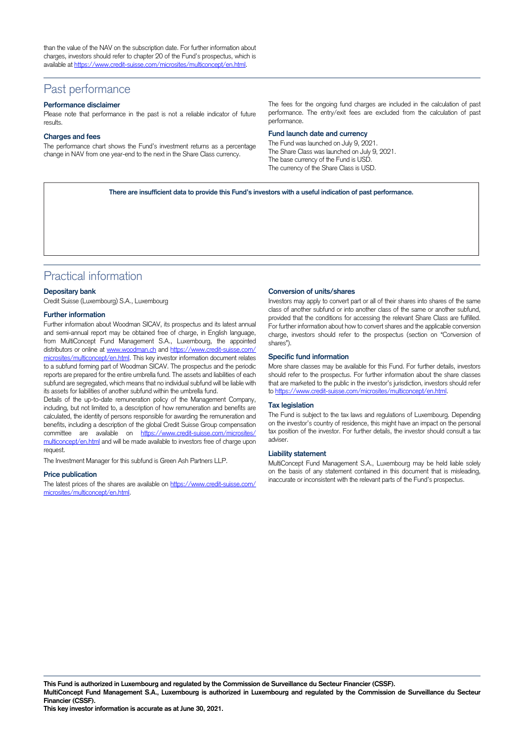than the value of the NAV on the subscription date. For further information about charges, investors should refer to chapter 20 of the Fund's prospectus, which is available at https://www.credit-suisse.com/microsites/multiconcept/en.html.

## Past performance

### Performance disclaimer

Please note that performance in the past is not a reliable indicator of future results.

### Charges and fees

The performance chart shows the Fund's investment returns as a percentage change in NAV from one year-end to the next in the Share Class currency.

The fees for the ongoing fund charges are included in the calculation of past performance. The entry/exit fees are excluded from the calculation of past performance.

### Fund launch date and currency

The Fund was launched on July 9, 2021.
The Share Class was launched on July 9, 2021.
The base currency of the Fund is USD.
The currency of the Share Class is USD.

**There are insufficient data to provide this Fund's investors with a useful indication of past performance.**

## Practical information

### Depositary bank

Credit Suisse (Luxembourg) S.A., Luxembourg

### Further information

Further information about Woodman SICAV, its prospectus and its latest annual and semi-annual report may be obtained free of charge, in English language, from MultiConcept Fund Management S.A., Luxembourg, the appointed distributors or online at www.woodman.ch and https://www.credit-suisse.com/microsites/multiconcept/en.html. This key investor information document relates to a subfund forming part of Woodman SICAV. The prospectus and the periodic reports are prepared for the entire umbrella fund. The assets and liabilities of each subfund are segregated, which means that no individual subfund will be liable with its assets for liabilities of another subfund within the umbrella fund.

Details of the up-to-date remuneration policy of the Management Company, including, but not limited to, a description of how remuneration and benefits are calculated, the identity of persons responsible for awarding the remuneration and benefits, including a description of the global Credit Suisse Group compensation committee are available on https://www.credit-suisse.com/microsites/multiconcept/en.html and will be made available to investors free of charge upon request.

The Investment Manager for this subfund is Green Ash Partners LLP.

### Price publication

The latest prices of the shares are available on https://www.credit-suisse.com/microsites/multiconcept/en.html.

### Conversion of units/shares

Investors may apply to convert part or all of their shares into shares of the same class of another subfund or into another class of the same or another subfund, provided that the conditions for accessing the relevant Share Class are fulfilled. For further information about how to convert shares and the applicable conversion charge, investors should refer to the prospectus (section on "Conversion of shares").

### Specific fund information

More share classes may be available for this Fund. For further details, investors should refer to the prospectus. For further information about the share classes that are marketed to the public in the investor's jurisdiction, investors should refer to https://www.credit-suisse.com/microsites/multiconcept/en.html.

### Tax legislation

The Fund is subject to the tax laws and regulations of Luxembourg. Depending on the investor's country of residence, this might have an impact on the personal tax position of the investor. For further details, the investor should consult a tax adviser.

### Liability statement

MultiConcept Fund Management S.A., Luxembourg may be held liable solely on the basis of any statement contained in this document that is misleading, inaccurate or inconsistent with the relevant parts of the Fund's prospectus.

**This Fund is authorized in Luxembourg and regulated by the Commission de Surveillance du Secteur Financier (CSSF).**
**MultiConcept Fund Management S.A., Luxembourg is authorized in Luxembourg and regulated by the Commission de Surveillance du Secteur Financier (CSSF).**
**This key investor information is accurate as at June 30, 2021.**